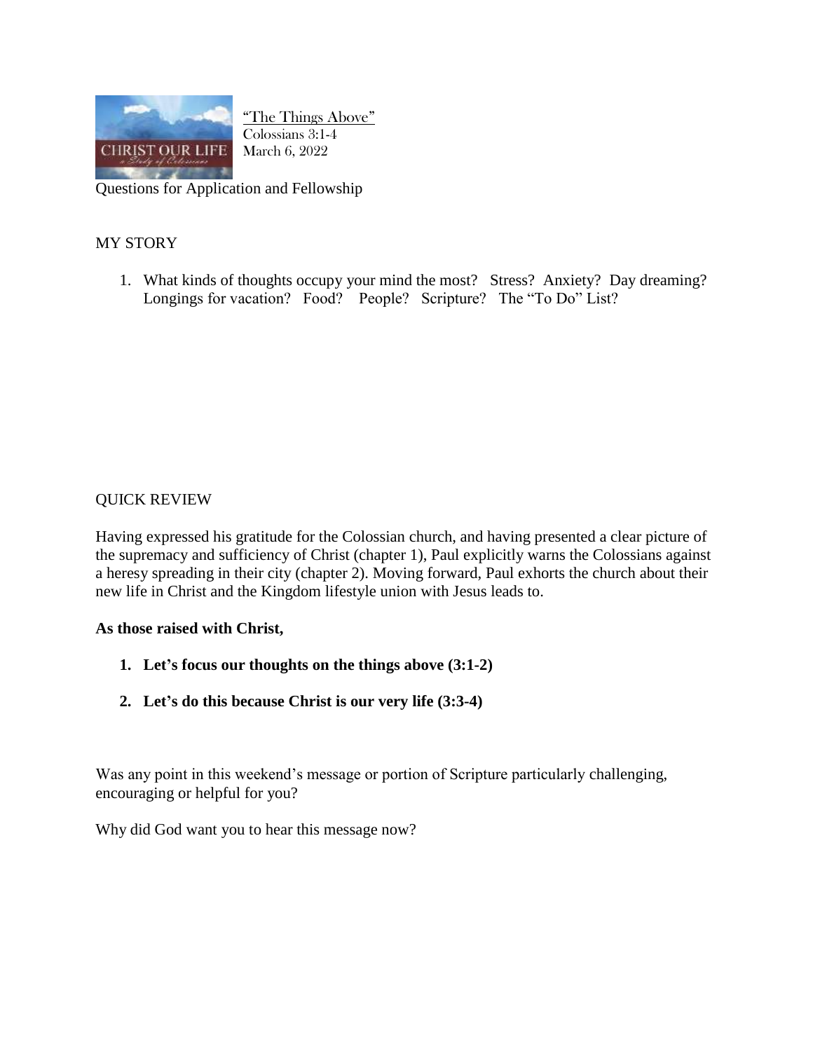"The Things Above"
Colossians 3:1-4
March 6, 2022

Questions for Application and Fellowship

## MY STORY

1. What kinds of thoughts occupy your mind the most? Stress? Anxiety? Day dreaming? Longings for vacation? Food? People? Scripture? The "To Do" List?

## QUICK REVIEW

Having expressed his gratitude for the Colossian church, and having presented a clear picture of the supremacy and sufficiency of Christ (chapter 1), Paul explicitly warns the Colossians against a heresy spreading in their city (chapter 2). Moving forward, Paul exhorts the church about their new life in Christ and the Kingdom lifestyle union with Jesus leads to.

**As those raised with Christ,**

1. **Let's focus our thoughts on the things above (3:1-2)**
2. **Let's do this because Christ is our very life (3:3-4)**

Was any point in this weekend's message or portion of Scripture particularly challenging, encouraging or helpful for you?

Why did God want you to hear this message now?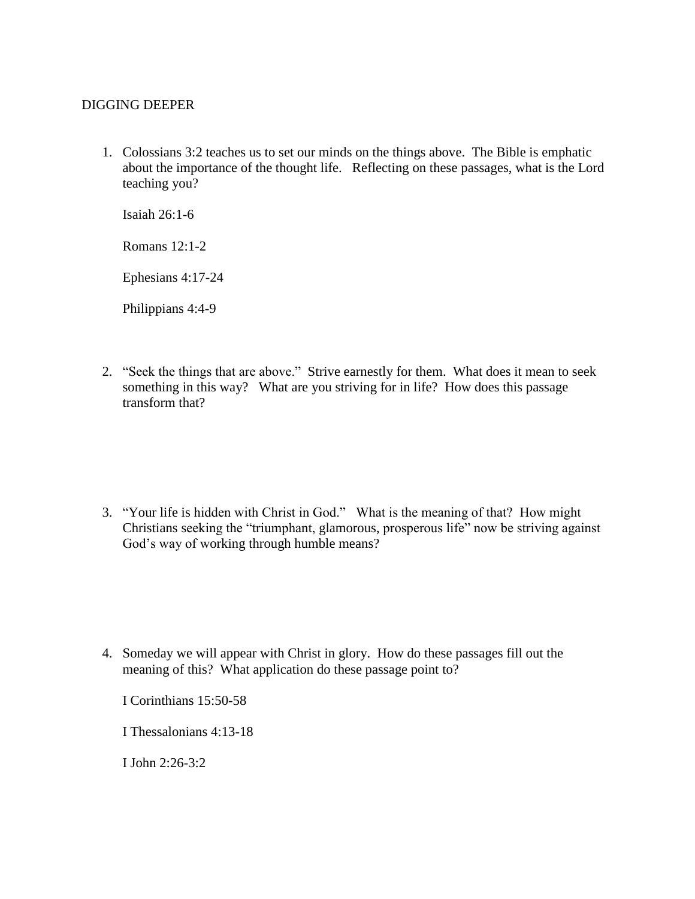# DIGGING DEEPER

1. Colossians 3:2 teaches us to set our minds on the things above. The Bible is emphatic about the importance of the thought life. Reflecting on these passages, what is the Lord teaching you?

   Isaiah 26:1-6

   Romans 12:1-2

   Ephesians 4:17-24

   Philippians 4:4-9

2. "Seek the things that are above." Strive earnestly for them. What does it mean to seek something in this way? What are you striving for in life? How does this passage transform that?

3. "Your life is hidden with Christ in God." What is the meaning of that? How might Christians seeking the "triumphant, glamorous, prosperous life" now be striving against God's way of working through humble means?

4. Someday we will appear with Christ in glory. How do these passages fill out the meaning of this? What application do these passage point to?

   I Corinthians 15:50-58

   I Thessalonians 4:13-18

   I John 2:26-3:2